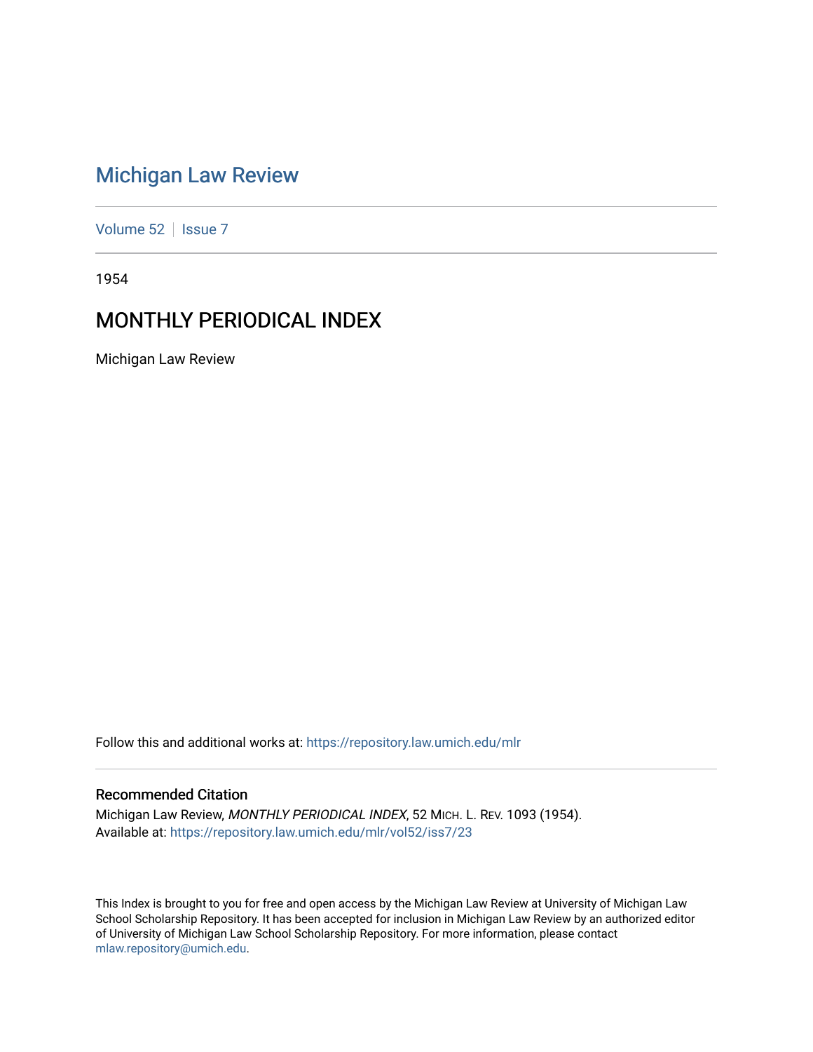# Michigan Law Review

Volume 52 | Issue 7

1954

## MONTHLY PERIODICAL INDEX

Michigan Law Review

Follow this and additional works at: https://repository.law.umich.edu/mlr

### Recommended Citation

Michigan Law Review, *MONTHLY PERIODICAL INDEX*, 52 MICH. L. REV. 1093 (1954).
Available at: https://repository.law.umich.edu/mlr/vol52/iss7/23

This Index is brought to you for free and open access by the Michigan Law Review at University of Michigan Law School Scholarship Repository. It has been accepted for inclusion in Michigan Law Review by an authorized editor of University of Michigan Law School Scholarship Repository. For more information, please contact mlaw.repository@umich.edu.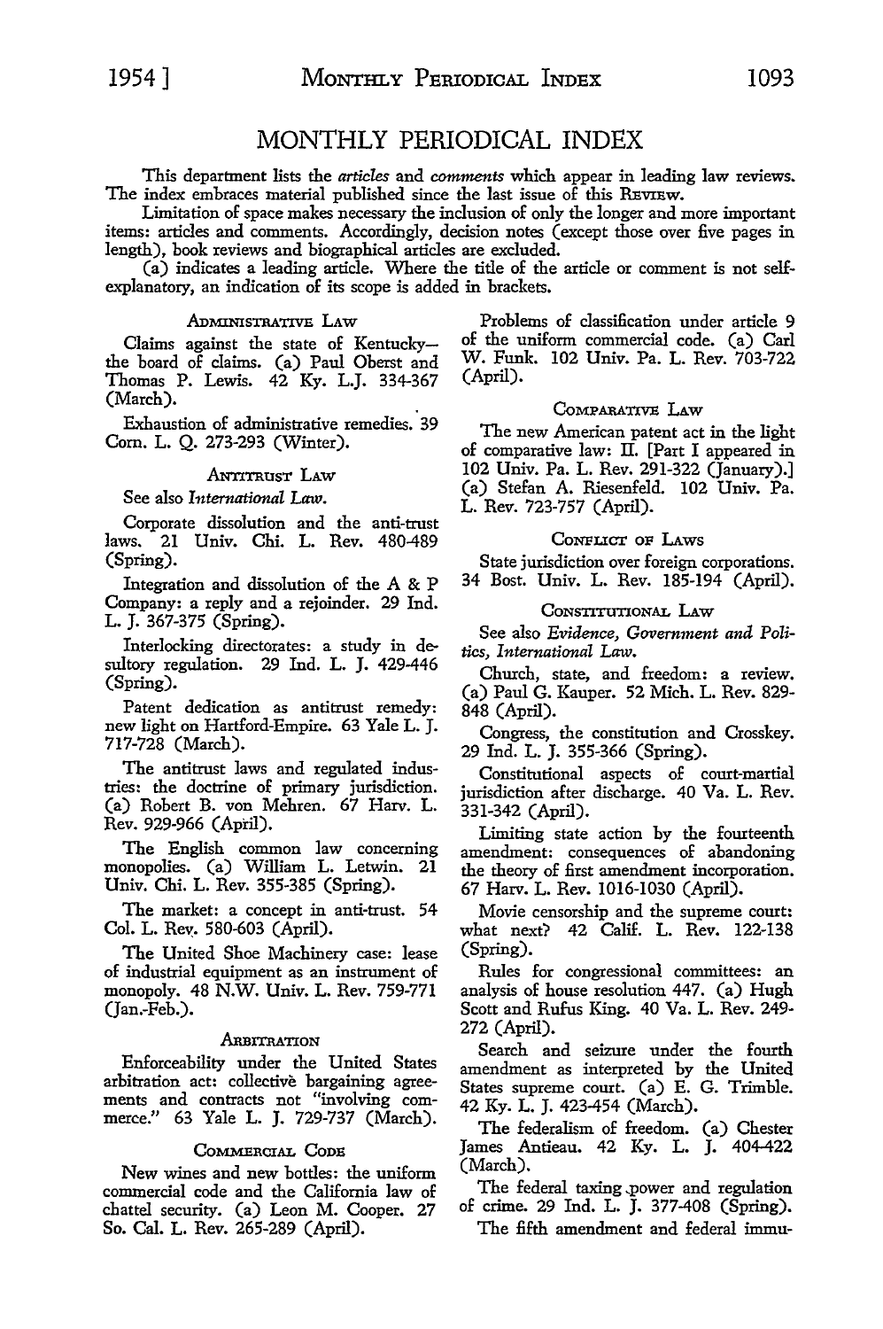# MONTHLY PERIODICAL INDEX

This department lists the *articles* and *comments* which appear in leading law reviews. The index embraces material published since the last issue of this REVIEW.

Limitation of space makes necessary the inclusion of only the longer and more important items: articles and comments. Accordingly, decision notes (except those over five pages in length), book reviews and biographical articles are excluded.

(a) indicates a leading article. Where the title of the article or comment is not self-explanatory, an indication of its scope is added in brackets.

### ADMINISTRATIVE LAW

Claims against the state of Kentucky—the board of claims. (a) Paul Oberst and Thomas P. Lewis. 42 Ky. L.J. 334-367 (March).

Exhaustion of administrative remedies. 39 Corn. L. Q. 273-293 (Winter).

### ANTITRUST LAW

See also *International Law*.

Corporate dissolution and the anti-trust laws. 21 Univ. Chi. L. Rev. 480-489 (Spring).

Integration and dissolution of the A & P Company: a reply and a rejoinder. 29 Ind. L. J. 367-375 (Spring).

Interlocking directorates: a study in desultory regulation. 29 Ind. L. J. 429-446 (Spring).

Patent dedication as antitrust remedy: new light on Hartford-Empire. 63 Yale L. J. 717-728 (March).

The antitrust laws and regulated industries: the doctrine of primary jurisdiction. (a) Robert B. von Mehren. 67 Harv. L. Rev. 929-966 (April).

The English common law concerning monopolies. (a) William L. Letwin. 21 Univ. Chi. L. Rev. 355-385 (Spring).

The market: a concept in anti-trust. 54 Col. L. Rev. 580-603 (April).

The United Shoe Machinery case: lease of industrial equipment as an instrument of monopoly. 48 N.W. Univ. L. Rev. 759-771 (Jan.-Feb.).

### ARBITRATION

Enforceability under the United States arbitration act: collective bargaining agreements and contracts not "involving commerce." 63 Yale L. J. 729-737 (March).

### COMMERCIAL CODE

New wines and new bottles: the uniform commercial code and the California law of chattel security. (a) Leon M. Cooper. 27 So. Cal. L. Rev. 265-289 (April).

Problems of classification under article 9 of the uniform commercial code. (a) Carl W. Funk. 102 Univ. Pa. L. Rev. 703-722 (April).

### COMPARATIVE LAW

The new American patent act in the light of comparative law: II. [Part I appeared in 102 Univ. Pa. L. Rev. 291-322 (January).] (a) Stefan A. Riesenfeld. 102 Univ. Pa. L. Rev. 723-757 (April).

### CONFLICT OF LAWS

State jurisdiction over foreign corporations. 34 Bost. Univ. L. Rev. 185-194 (April).

### CONSTITUTIONAL LAW

See also *Evidence, Government and Politics, International Law*.

Church, state, and freedom: a review. (a) Paul G. Kauper. 52 Mich. L. Rev. 829-848 (April).

Congress, the constitution and Crosskey. 29 Ind. L. J. 355-366 (Spring).

Constitutional aspects of court-martial jurisdiction after discharge. 40 Va. L. Rev. 331-342 (April).

Limiting state action by the fourteenth amendment: consequences of abandoning the theory of first amendment incorporation. 67 Harv. L. Rev. 1016-1030 (April).

Movie censorship and the supreme court: what next? 42 Calif. L. Rev. 122-138 (Spring).

Rules for congressional committees: an analysis of house resolution 447. (a) Hugh Scott and Rufus King. 40 Va. L. Rev. 249-272 (April).

Search and seizure under the fourth amendment as interpreted by the United States supreme court. (a) E. G. Trimble. 42 Ky. L. J. 423-454 (March).

The federalism of freedom. (a) Chester James Antieau. 42 Ky. L. J. 404-422 (March).

The federal taxing power and regulation of crime. 29 Ind. L. J. 377-408 (Spring).

The fifth amendment and federal immu-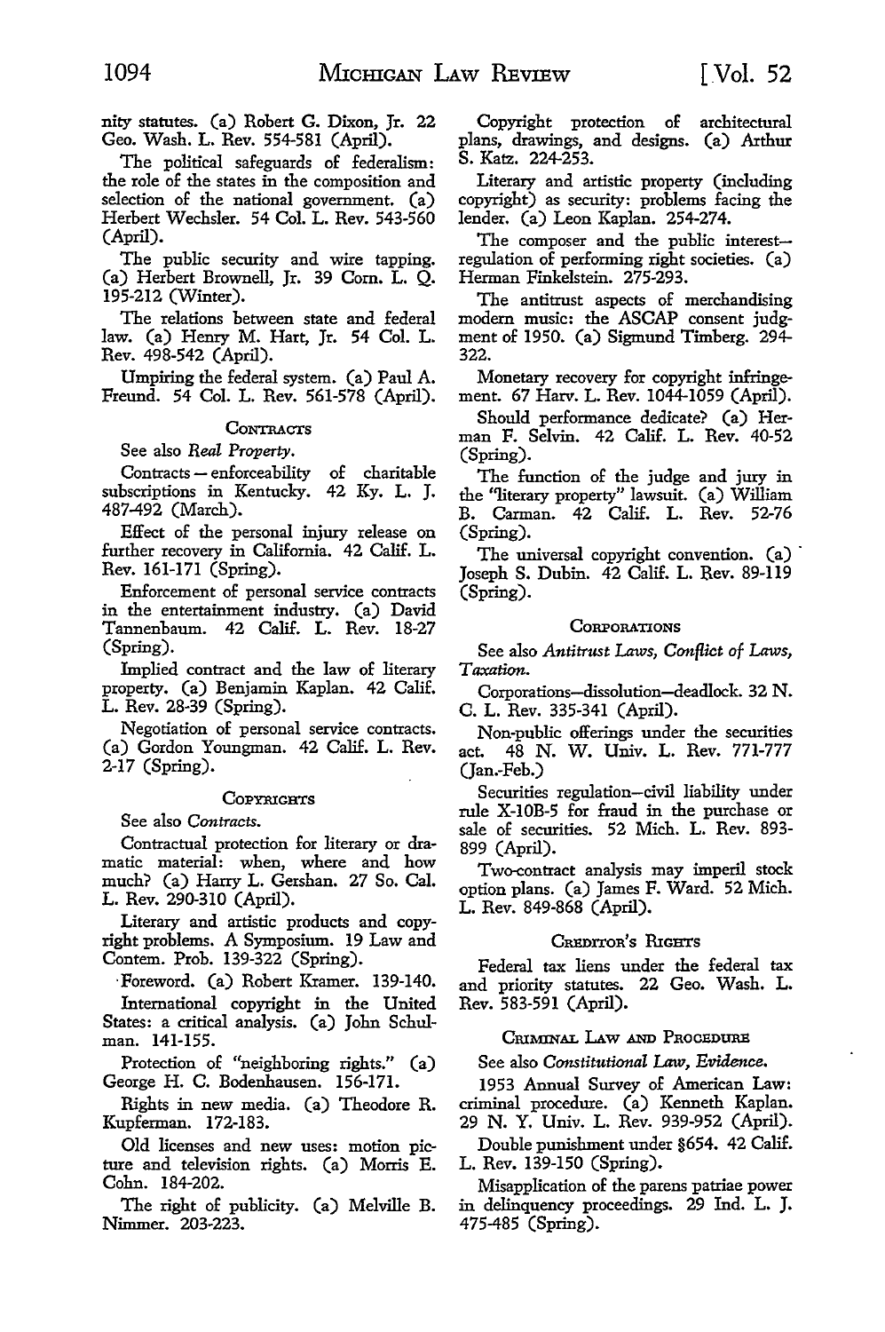nity statutes. (a) Robert G. Dixon, Jr. 22 Geo. Wash. L. Rev. 554-581 (April).

The political safeguards of federalism: the role of the states in the composition and selection of the national government. (a) Herbert Wechsler. 54 Col. L. Rev. 543-560 (April).

The public security and wire tapping. (a) Herbert Brownell, Jr. 39 Corn. L. Q. 195-212 (Winter).

The relations between state and federal law. (a) Henry M. Hart, Jr. 54 Col. L. Rev. 498-542 (April).

Umpiring the federal system. (a) Paul A. Freund. 54 Col. L. Rev. 561-578 (April).

### Contracts

See also *Real Property*.

Contracts — enforceability of charitable subscriptions in Kentucky. 42 Ky. L. J. 487-492 (March).

Effect of the personal injury release on further recovery in California. 42 Calif. L. Rev. 161-171 (Spring).

Enforcement of personal service contracts in the entertainment industry. (a) David Tannenbaum. 42 Calif. L. Rev. 18-27 (Spring).

Implied contract and the law of literary property. (a) Benjamin Kaplan. 42 Calif. L. Rev. 28-39 (Spring).

Negotiation of personal service contracts. (a) Gordon Youngman. 42 Calif. L. Rev. 2-17 (Spring).

### Copyrights

See also *Contracts*.

Contractual protection for literary or dramatic material: when, where and how much? (a) Harry L. Gershan. 27 So. Cal. L. Rev. 290-310 (April).

Literary and artistic products and copyright problems. A Symposium. 19 Law and Contem. Prob. 139-322 (Spring).

Foreword. (a) Robert Kramer. 139-140.

International copyright in the United States: a critical analysis. (a) John Schulman. 141-155.

Protection of "neighboring rights." (a) George H. C. Bodenhausen. 156-171.

Rights in new media. (a) Theodore R. Kupferman. 172-183.

Old licenses and new uses: motion picture and television rights. (a) Morris E. Cohn. 184-202.

The right of publicity. (a) Melville B. Nimmer. 203-223.

Copyright protection of architectural plans, drawings, and designs. (a) Arthur S. Katz. 224-253.

Literary and artistic property (including copyright) as security: problems facing the lender. (a) Leon Kaplan. 254-274.

The composer and the public interest—regulation of performing right societies. (a) Herman Finkelstein. 275-293.

The antitrust aspects of merchandising modern music: the ASCAP consent judgment of 1950. (a) Sigmund Timberg. 294-322.

Monetary recovery for copyright infringement. 67 Harv. L. Rev. 1044-1059 (April).

Should performance dedicate? (a) Herman F. Selvin. 42 Calif. L. Rev. 40-52 (Spring).

The function of the judge and jury in the "literary property" lawsuit. (a) William B. Carman. 42 Calif. L. Rev. 52-76 (Spring).

The universal copyright convention. (a) Joseph S. Dubin. 42 Calif. L. Rev. 89-119 (Spring).

### Corporations

See also *Antitrust Laws, Conflict of Laws, Taxation*.

Corporations—dissolution—deadlock. 32 N. C. L. Rev. 335-341 (April).

Non-public offerings under the securities act. 48 N. W. Univ. L. Rev. 771-777 (Jan.-Feb.)

Securities regulation—civil liability under rule X-10B-5 for fraud in the purchase or sale of securities. 52 Mich. L. Rev. 893-899 (April).

Two-contract analysis may imperil stock option plans. (a) James F. Ward. 52 Mich. L. Rev. 849-868 (April).

### Creditor's Rights

Federal tax liens under the federal tax and priority statutes. 22 Geo. Wash. L. Rev. 583-591 (April).

### Criminal Law and Procedure

See also *Constitutional Law, Evidence*.

1953 Annual Survey of American Law: criminal procedure. (a) Kenneth Kaplan. 29 N. Y. Univ. L. Rev. 939-952 (April).

Double punishment under §654. 42 Calif. L. Rev. 139-150 (Spring).

Misapplication of the parens patriae power in delinquency proceedings. 29 Ind. L. J. 475-485 (Spring).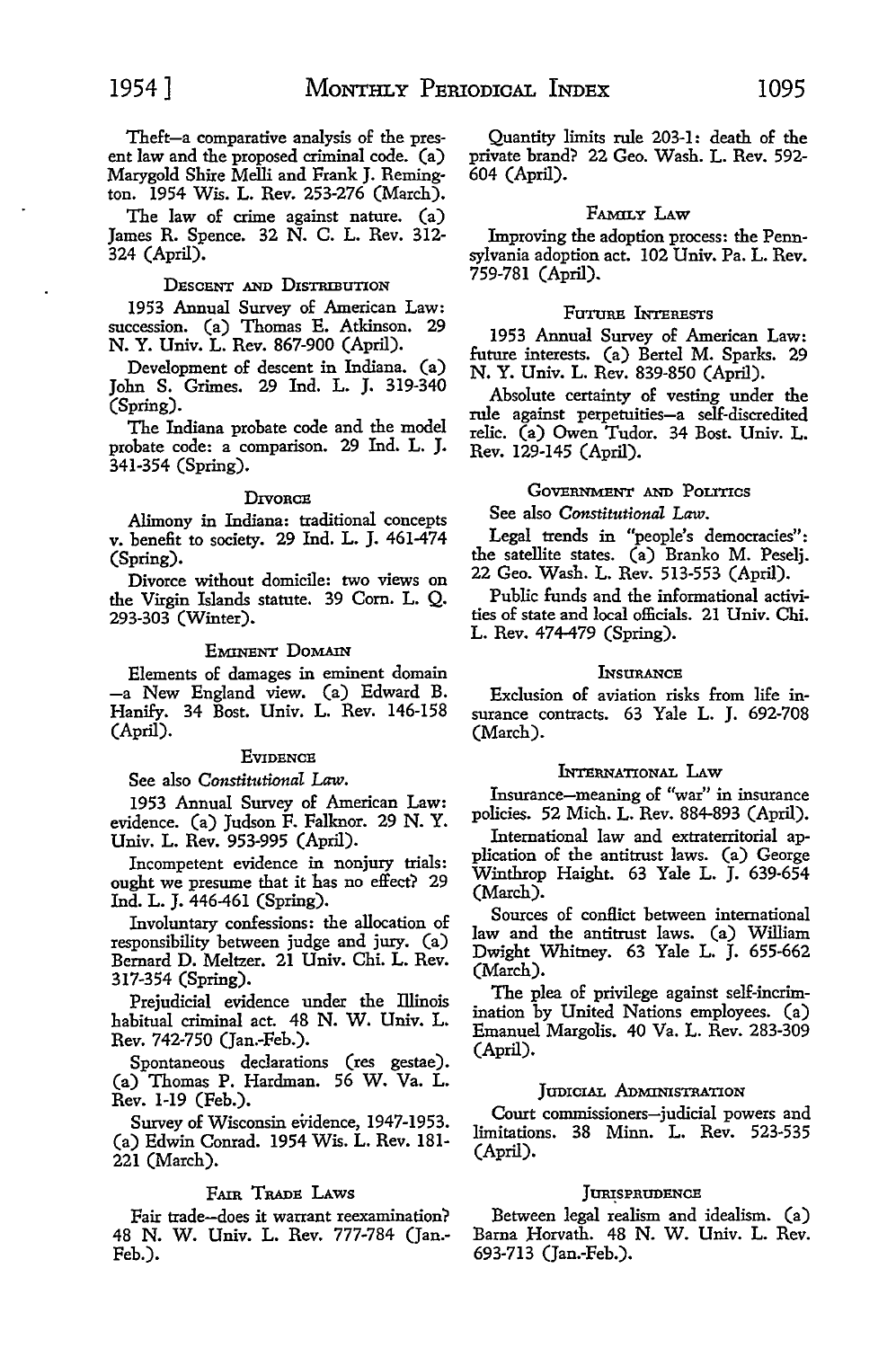Theft—a comparative analysis of the present law and the proposed criminal code. (a) Marygold Shire Melli and Frank J. Remington. 1954 Wis. L. Rev. 253-276 (March).

The law of crime against nature. (a) James R. Spence. 32 N. C. L. Rev. 312-324 (April).

### Descent and Distribution

1953 Annual Survey of American Law: succession. (a) Thomas E. Atkinson. 29 N. Y. Univ. L. Rev. 867-900 (April).

Development of descent in Indiana. (a) John S. Grimes. 29 Ind. L. J. 319-340 (Spring).

The Indiana probate code and the model probate code: a comparison. 29 Ind. L. J. 341-354 (Spring).

### Divorce

Alimony in Indiana: traditional concepts v. benefit to society. 29 Ind. L. J. 461-474 (Spring).

Divorce without domicile: two views on the Virgin Islands statute. 39 Corn. L. Q. 293-303 (Winter).

### Eminent Domain

Elements of damages in eminent domain—a New England view. (a) Edward B. Hanify. 34 Bost. Univ. L. Rev. 146-158 (April).

### Evidence

See also *Constitutional Law.*

1953 Annual Survey of American Law: evidence. (a) Judson F. Falknor. 29 N. Y. Univ. L. Rev. 953-995 (April).

Incompetent evidence in nonjury trials: ought we presume that it has no effect? 29 Ind. L. J. 446-461 (Spring).

Involuntary confessions: the allocation of responsibility between judge and jury. (a) Bernard D. Meltzer. 21 Univ. Chi. L. Rev. 317-354 (Spring).

Prejudicial evidence under the Illinois habitual criminal act. 48 N. W. Univ. L. Rev. 742-750 (Jan.-Feb.).

Spontaneous declarations (res gestae). (a) Thomas P. Hardman. 56 W. Va. L. Rev. 1-19 (Feb.).

Survey of Wisconsin evidence, 1947-1953. (a) Edwin Conrad. 1954 Wis. L. Rev. 181-221 (March).

### Fair Trade Laws

Fair trade—does it warrant reexamination? 48 N. W. Univ. L. Rev. 777-784 (Jan.-Feb.).

Quantity limits rule 203-1: death of the private brand? 22 Geo. Wash. L. Rev. 592-604 (April).

### Family Law

Improving the adoption process: the Pennsylvania adoption act. 102 Univ. Pa. L. Rev. 759-781 (April).

### Future Interests

1953 Annual Survey of American Law: future interests. (a) Bertel M. Sparks. 29 N. Y. Univ. L. Rev. 839-850 (April).

Absolute certainty of vesting under the rule against perpetuities—a self-discredited relic. (a) Owen Tudor. 34 Bost. Univ. L. Rev. 129-145 (April).

### Government and Politics

See also *Constitutional Law.*

Legal trends in "people's democracies": the satellite states. (a) Branko M. Peselj. 22 Geo. Wash. L. Rev. 513-553 (April).

Public funds and the informational activities of state and local officials. 21 Univ. Chi. L. Rev. 474-479 (Spring).

### Insurance

Exclusion of aviation risks from life insurance contracts. 63 Yale L. J. 692-708 (March).

### International Law

Insurance—meaning of "war" in insurance policies. 52 Mich. L. Rev. 884-893 (April).

International law and extraterritorial application of the antitrust laws. (a) George Winthrop Haight. 63 Yale L. J. 639-654 (March).

Sources of conflict between international law and the antitrust laws. (a) William Dwight Whitney. 63 Yale L. J. 655-662 (March).

The plea of privilege against self-incrimination by United Nations employees. (a) Emanuel Margolis. 40 Va. L. Rev. 283-309 (April).

### Judicial Administration

Court commissioners—judicial powers and limitations. 38 Minn. L. Rev. 523-535 (April).

### Jurisprudence

Between legal realism and idealism. (a) Barna Horvath. 48 N. W. Univ. L. Rev. 693-713 (Jan.-Feb.).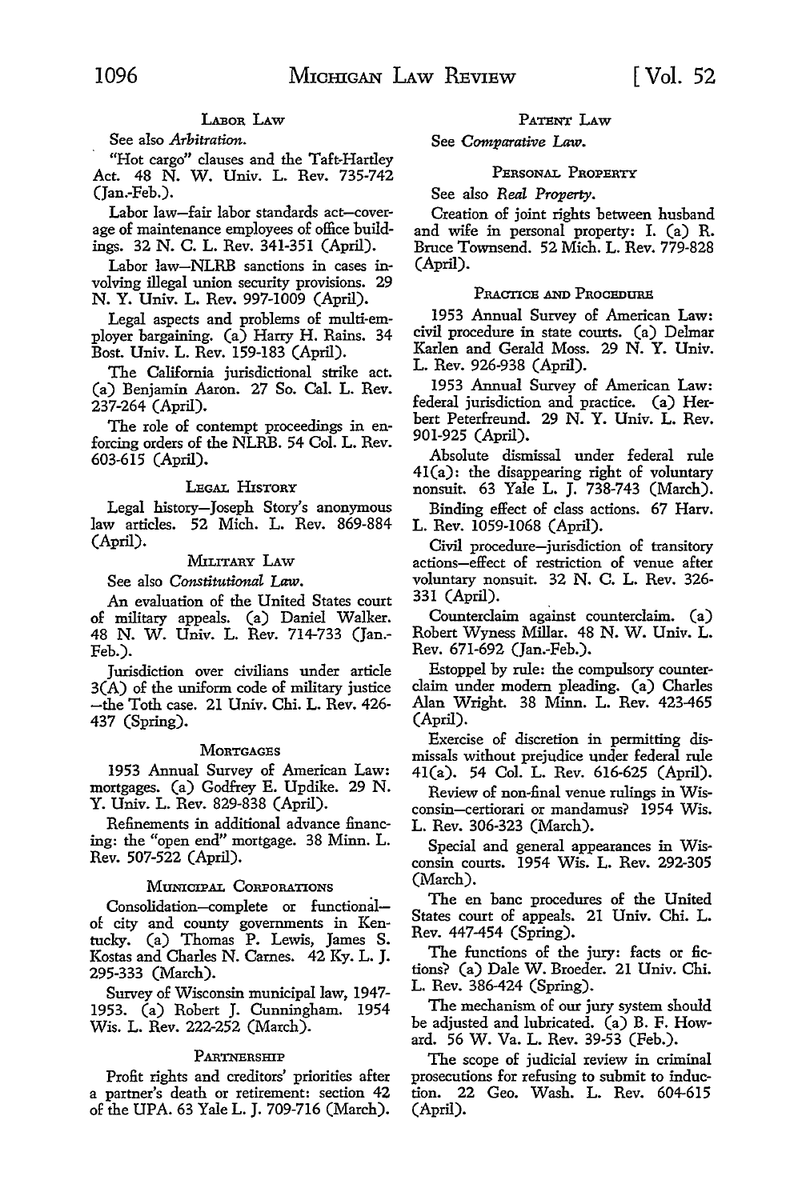#### LABOR LAW

See also *Arbitration*.

"Hot cargo" clauses and the Taft-Hartley Act. 48 N. W. Univ. L. Rev. 735-742 (Jan.-Feb.).

Labor law—fair labor standards act—coverage of maintenance employees of office buildings. 32 N. C. L. Rev. 341-351 (April).

Labor law—NLRB sanctions in cases involving illegal union security provisions. 29 N. Y. Univ. L. Rev. 997-1009 (April).

Legal aspects and problems of multi-employer bargaining. (a) Harry H. Rains. 34 Bost. Univ. L. Rev. 159-183 (April).

The California jurisdictional strike act. (a) Benjamin Aaron. 27 So. Cal. L. Rev. 237-264 (April).

The role of contempt proceedings in enforcing orders of the NLRB. 54 Col. L. Rev. 603-615 (April).

#### LEGAL HISTORY

Legal history—Joseph Story's anonymous law articles. 52 Mich. L. Rev. 869-884 (April).

#### MILITARY LAW

See also *Constitutional Law*.

An evaluation of the United States court of military appeals. (a) Daniel Walker. 48 N. W. Univ. L. Rev. 714-733 (Jan.-Feb.).

Jurisdiction over civilians under article 3(A) of the uniform code of military justice —the Toth case. 21 Univ. Chi. L. Rev. 426-437 (Spring).

#### MORTGAGES

1953 Annual Survey of American Law: mortgages. (a) Godfrey E. Updike. 29 N. Y. Univ. L. Rev. 829-838 (April).

Refinements in additional advance financing: the "open end" mortgage. 38 Minn. L. Rev. 507-522 (April).

#### MUNICIPAL CORPORATIONS

Consolidation—complete or functional—of city and county governments in Kentucky. (a) Thomas P. Lewis, James S. Kostas and Charles N. Carnes. 42 Ky. L. J. 295-333 (March).

Survey of Wisconsin municipal law, 1947-1953. (a) Robert J. Cunningham. 1954 Wis. L. Rev. 222-252 (March).

#### PARTNERSHIP

Profit rights and creditors' priorities after a partner's death or retirement: section 42 of the UPA. 63 Yale L. J. 709-716 (March).

#### PATENT LAW

See *Comparative Law*.

#### PERSONAL PROPERTY

See also *Real Property*.

Creation of joint rights between husband and wife in personal property: I. (a) R. Bruce Townsend. 52 Mich. L. Rev. 779-828 (April).

#### PRACTICE AND PROCEDURE

1953 Annual Survey of American Law: civil procedure in state courts. (a) Delmar Karlen and Gerald Moss. 29 N. Y. Univ. L. Rev. 926-938 (April).

1953 Annual Survey of American Law: federal jurisdiction and practice. (a) Herbert Peterfreund. 29 N. Y. Univ. L. Rev. 901-925 (April).

Absolute dismissal under federal rule 41(a): the disappearing right of voluntary nonsuit. 63 Yale L. J. 738-743 (March).

Binding effect of class actions. 67 Harv. L. Rev. 1059-1068 (April).

Civil procedure—jurisdiction of transitory actions—effect of restriction of venue after voluntary nonsuit. 32 N. C. L. Rev. 326-331 (April).

Counterclaim against counterclaim. (a) Robert Wyness Millar. 48 N. W. Univ. L. Rev. 671-692 (Jan.-Feb.).

Estoppel by rule: the compulsory counterclaim under modern pleading. (a) Charles Alan Wright. 38 Minn. L. Rev. 423-465 (April).

Exercise of discretion in permitting dismissals without prejudice under federal rule 41(a). 54 Col. L. Rev. 616-625 (April).

Review of non-final venue rulings in Wisconsin—certiorari or mandamus? 1954 Wis. L. Rev. 306-323 (March).

Special and general appearances in Wisconsin courts. 1954 Wis. L. Rev. 292-305 (March).

The en banc procedures of the United States court of appeals. 21 Univ. Chi. L. Rev. 447-454 (Spring).

The functions of the jury: facts or fictions? (a) Dale W. Broeder. 21 Univ. Chi. L. Rev. 386-424 (Spring).

The mechanism of our jury system should be adjusted and lubricated. (a) B. F. Howard. 56 W. Va. L. Rev. 39-53 (Feb.).

The scope of judicial review in criminal prosecutions for refusing to submit to induction. 22 Geo. Wash. L. Rev. 604-615 (April).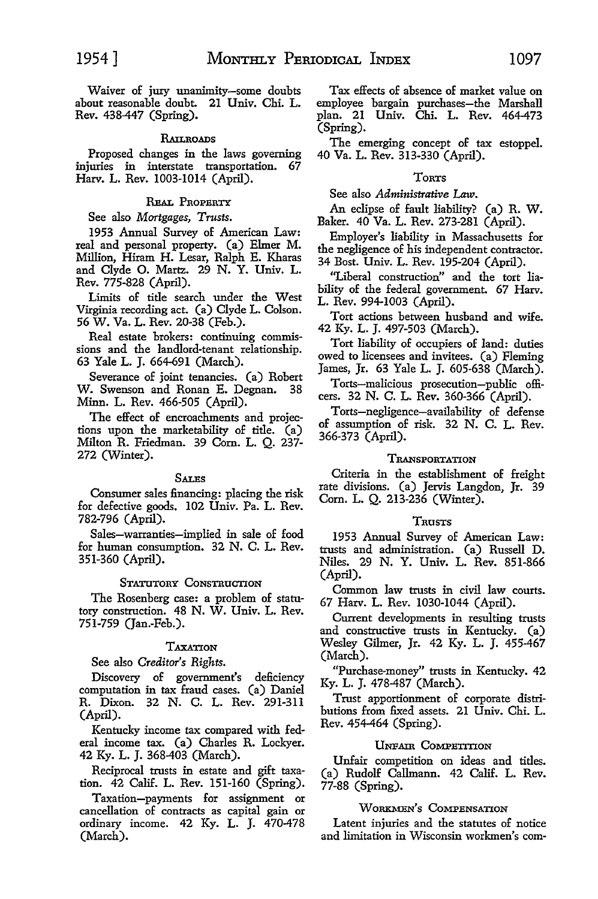Waiver of jury unanimity—some doubts about reasonable doubt. 21 Univ. Chi. L. Rev. 438-447 (Spring).

### Railroads

Proposed changes in the laws governing injuries in interstate transportation. 67 Harv. L. Rev. 1003-1014 (April).

### Real Property

See also *Mortgages, Trusts.*

1953 Annual Survey of American Law: real and personal property. (a) Elmer M. Million, Hiram H. Lesar, Ralph E. Kharas and Clyde O. Martz. 29 N. Y. Univ. L. Rev. 775-828 (April).

Limits of title search under the West Virginia recording act. (a) Clyde L. Colson. 56 W. Va. L. Rev. 20-38 (Feb.).

Real estate brokers: continuing commissions and the landlord-tenant relationship. 63 Yale L. J. 664-691 (March).

Severance of joint tenancies. (a) Robert W. Swenson and Ronan E. Degnan. 38 Minn. L. Rev. 466-505 (April).

The effect of encroachments and projections upon the marketability of title. (a) Milton R. Friedman. 39 Corn. L. Q. 237-272 (Winter).

### Sales

Consumer sales financing: placing the risk for defective goods. 102 Univ. Pa. L. Rev. 782-796 (April).

Sales—warranties—implied in sale of food for human consumption. 32 N. C. L. Rev. 351-360 (April).

### Statutory Construction

The Rosenberg case: a problem of statutory construction. 48 N. W. Univ. L. Rev. 751-759 (Jan.-Feb.).

### Taxation

See also *Creditor's Rights.*

Discovery of government's deficiency computation in tax fraud cases. (a) Daniel R. Dixon. 32 N. C. L. Rev. 291-311 (April).

Kentucky income tax compared with federal income tax. (a) Charles R. Lockyer. 42 Ky. L. J. 368-403 (March).

Reciprocal trusts in estate and gift taxation. 42 Calif. L. Rev. 151-160 (Spring).

Taxation—payments for assignment or cancellation of contracts as capital gain or ordinary income. 42 Ky. L. J. 470-478 (March).

Tax effects of absence of market value on employee bargain purchases—the Marshall plan. 21 Univ. Chi. L. Rev. 464-473 (Spring).

The emerging concept of tax estoppel. 40 Va. L. Rev. 313-330 (April).

### Torts

See also *Administrative Law.*

An eclipse of fault liability? (a) R. W. Baker. 40 Va. L. Rev. 273-281 (April).

Employer's liability in Massachusetts for the negligence of his independent contractor. 34 Bost. Univ. L. Rev. 195-204 (April).

"Liberal construction" and the tort liability of the federal government. 67 Harv. L. Rev. 994-1003 (April).

Tort actions between husband and wife. 42 Ky. L. J. 497-503 (March).

Tort liability of occupiers of land: duties owed to licensees and invitees. (a) Fleming James, Jr. 63 Yale L. J. 605-638 (March).

Torts—malicious prosecution—public officers. 32 N. C. L. Rev. 360-366 (April).

Torts—negligence—availability of defense of assumption of risk. 32 N. C. L. Rev. 366-373 (April).

### Transportation

Criteria in the establishment of freight rate divisions. (a) Jervis Langdon, Jr. 39 Corn. L. Q. 213-236 (Winter).

### Trusts

1953 Annual Survey of American Law: trusts and administration. (a) Russell D. Niles. 29 N. Y. Univ. L. Rev. 851-866 (April).

Common law trusts in civil law courts. 67 Harv. L. Rev. 1030-1044 (April).

Current developments in resulting trusts and constructive trusts in Kentucky. (a) Wesley Gilmer, Jr. 42 Ky. L. J. 455-467 (March).

"Purchase-money" trusts in Kentucky. 42 Ky. L. J. 478-487 (March).

Trust apportionment of corporate distributions from fixed assets. 21 Univ. Chi. L. Rev. 454-464 (Spring).

### Unfair Competition

Unfair competition on ideas and titles. (a) Rudolf Callmann. 42 Calif. L. Rev. 77-88 (Spring).

### Workmen's Compensation

Latent injuries and the statutes of notice and limitation in Wisconsin workmen's com-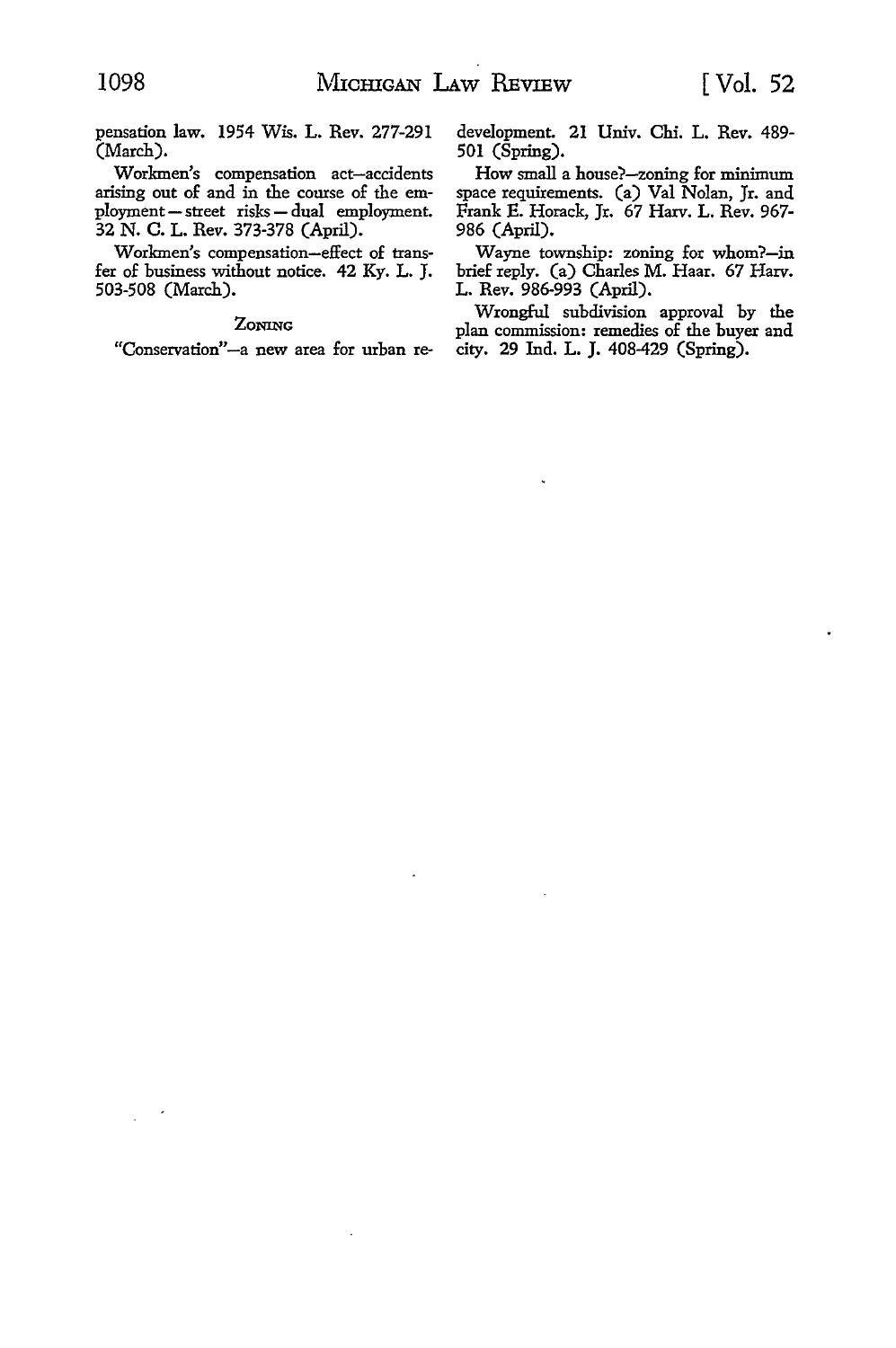pensation law. 1954 Wis. L. Rev. 277-291 (March).

Workmen's compensation act—accidents arising out of and in the course of the employment — street risks — dual employment. 32 N. C. L. Rev. 373-378 (April).

Workmen's compensation—effect of transfer of business without notice. 42 Ky. L. J. 503-508 (March).

### ZONING

"Conservation"—a new area for urban redevelopment. 21 Univ. Chi. L. Rev. 489-501 (Spring).

How small a house?—zoning for minimum space requirements. (a) Val Nolan, Jr. and Frank E. Horack, Jr. 67 Harv. L. Rev. 967-986 (April).

Wayne township: zoning for whom?—in brief reply. (a) Charles M. Haar. 67 Harv. L. Rev. 986-993 (April).

Wrongful subdivision approval by the plan commission: remedies of the buyer and city. 29 Ind. L. J. 408-429 (Spring).